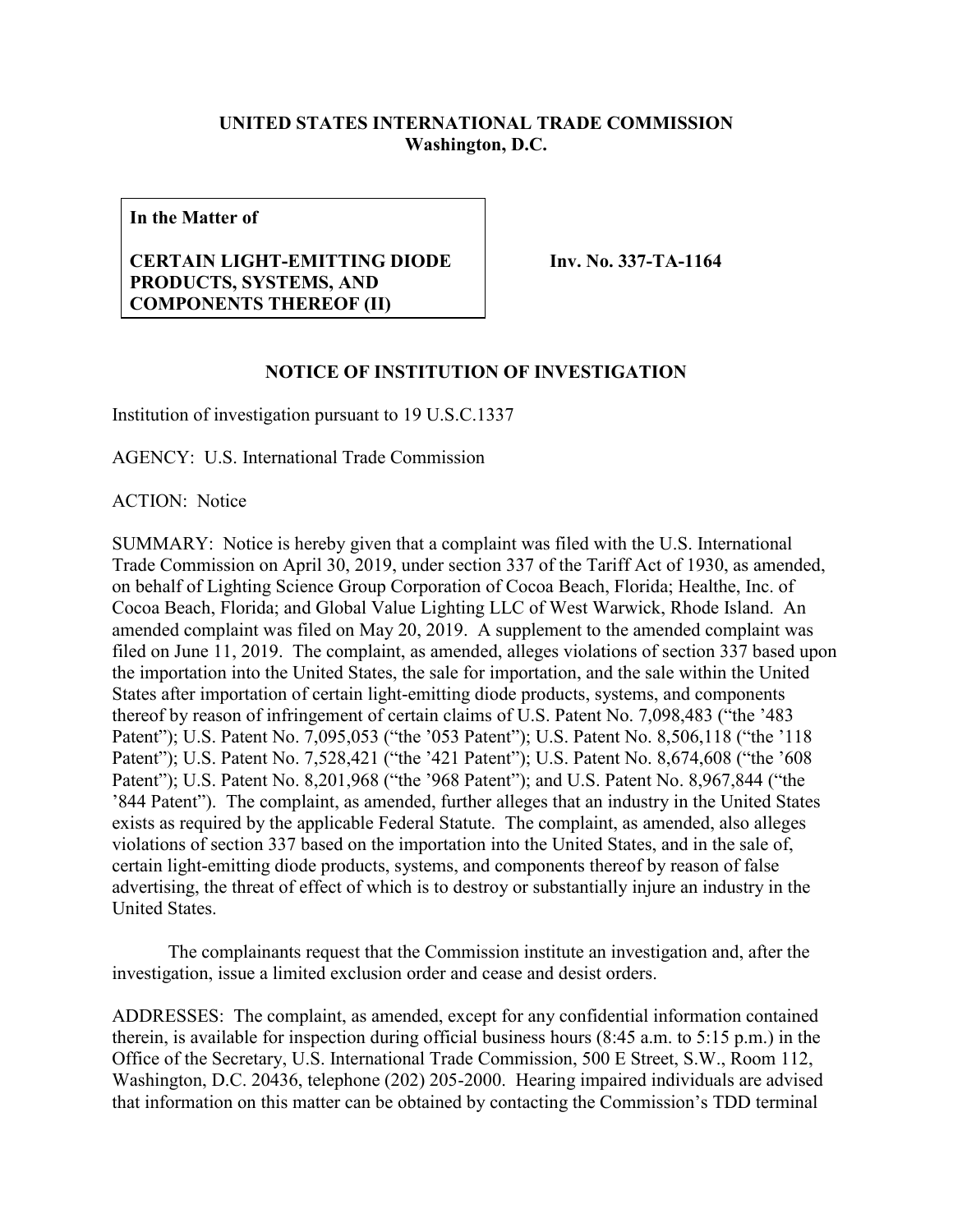**UNITED STATES INTERNATIONAL TRADE COMMISSION**
**Washington, D.C.**

**In the Matter of**

**CERTAIN LIGHT-EMITTING DIODE PRODUCTS, SYSTEMS, AND COMPONENTS THEREOF (II)**

**Inv. No. 337-TA-1164**

**NOTICE OF INSTITUTION OF INVESTIGATION**

Institution of investigation pursuant to 19 U.S.C.1337

AGENCY: U.S. International Trade Commission

ACTION: Notice

SUMMARY: Notice is hereby given that a complaint was filed with the U.S. International Trade Commission on April 30, 2019, under section 337 of the Tariff Act of 1930, as amended, on behalf of Lighting Science Group Corporation of Cocoa Beach, Florida; Healthe, Inc. of Cocoa Beach, Florida; and Global Value Lighting LLC of West Warwick, Rhode Island. An amended complaint was filed on May 20, 2019. A supplement to the amended complaint was filed on June 11, 2019. The complaint, as amended, alleges violations of section 337 based upon the importation into the United States, the sale for importation, and the sale within the United States after importation of certain light-emitting diode products, systems, and components thereof by reason of infringement of certain claims of U.S. Patent No. 7,098,483 ("the '483 Patent"); U.S. Patent No. 7,095,053 ("the '053 Patent"); U.S. Patent No. 8,506,118 ("the '118 Patent"); U.S. Patent No. 7,528,421 ("the '421 Patent"); U.S. Patent No. 8,674,608 ("the '608 Patent"); U.S. Patent No. 8,201,968 ("the '968 Patent"); and U.S. Patent No. 8,967,844 ("the '844 Patent"). The complaint, as amended, further alleges that an industry in the United States exists as required by the applicable Federal Statute. The complaint, as amended, also alleges violations of section 337 based on the importation into the United States, and in the sale of, certain light-emitting diode products, systems, and components thereof by reason of false advertising, the threat of effect of which is to destroy or substantially injure an industry in the United States.

The complainants request that the Commission institute an investigation and, after the investigation, issue a limited exclusion order and cease and desist orders.

ADDRESSES: The complaint, as amended, except for any confidential information contained therein, is available for inspection during official business hours (8:45 a.m. to 5:15 p.m.) in the Office of the Secretary, U.S. International Trade Commission, 500 E Street, S.W., Room 112, Washington, D.C. 20436, telephone (202) 205-2000. Hearing impaired individuals are advised that information on this matter can be obtained by contacting the Commission's TDD terminal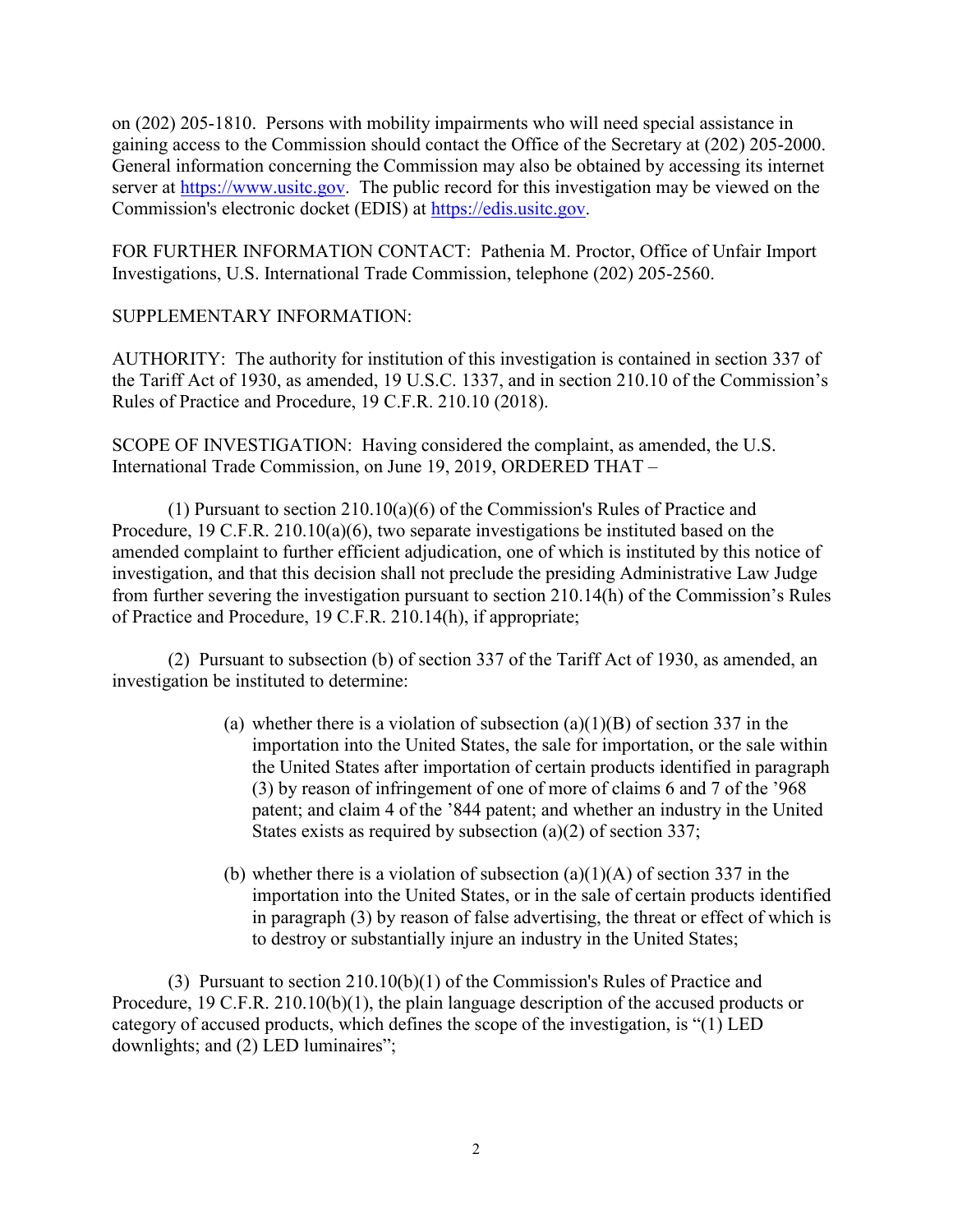on (202) 205-1810. Persons with mobility impairments who will need special assistance in gaining access to the Commission should contact the Office of the Secretary at (202) 205-2000. General information concerning the Commission may also be obtained by accessing its internet server at https://www.usitc.gov. The public record for this investigation may be viewed on the Commission's electronic docket (EDIS) at https://edis.usitc.gov.

FOR FURTHER INFORMATION CONTACT: Pathenia M. Proctor, Office of Unfair Import Investigations, U.S. International Trade Commission, telephone (202) 205-2560.

SUPPLEMENTARY INFORMATION:

AUTHORITY: The authority for institution of this investigation is contained in section 337 of the Tariff Act of 1930, as amended, 19 U.S.C. 1337, and in section 210.10 of the Commission's Rules of Practice and Procedure, 19 C.F.R. 210.10 (2018).

SCOPE OF INVESTIGATION: Having considered the complaint, as amended, the U.S. International Trade Commission, on June 19, 2019, ORDERED THAT –

(1) Pursuant to section 210.10(a)(6) of the Commission's Rules of Practice and Procedure, 19 C.F.R. 210.10(a)(6), two separate investigations be instituted based on the amended complaint to further efficient adjudication, one of which is instituted by this notice of investigation, and that this decision shall not preclude the presiding Administrative Law Judge from further severing the investigation pursuant to section 210.14(h) of the Commission's Rules of Practice and Procedure, 19 C.F.R. 210.14(h), if appropriate;

(2) Pursuant to subsection (b) of section 337 of the Tariff Act of 1930, as amended, an investigation be instituted to determine:

> (a) whether there is a violation of subsection (a)(1)(B) of section 337 in the importation into the United States, the sale for importation, or the sale within the United States after importation of certain products identified in paragraph (3) by reason of infringement of one of more of claims 6 and 7 of the '968 patent; and claim 4 of the '844 patent; and whether an industry in the United States exists as required by subsection (a)(2) of section 337;
>
> (b) whether there is a violation of subsection (a)(1)(A) of section 337 in the importation into the United States, or in the sale of certain products identified in paragraph (3) by reason of false advertising, the threat or effect of which is to destroy or substantially injure an industry in the United States;

(3) Pursuant to section 210.10(b)(1) of the Commission's Rules of Practice and Procedure, 19 C.F.R. 210.10(b)(1), the plain language description of the accused products or category of accused products, which defines the scope of the investigation, is "(1) LED downlights; and (2) LED luminaires";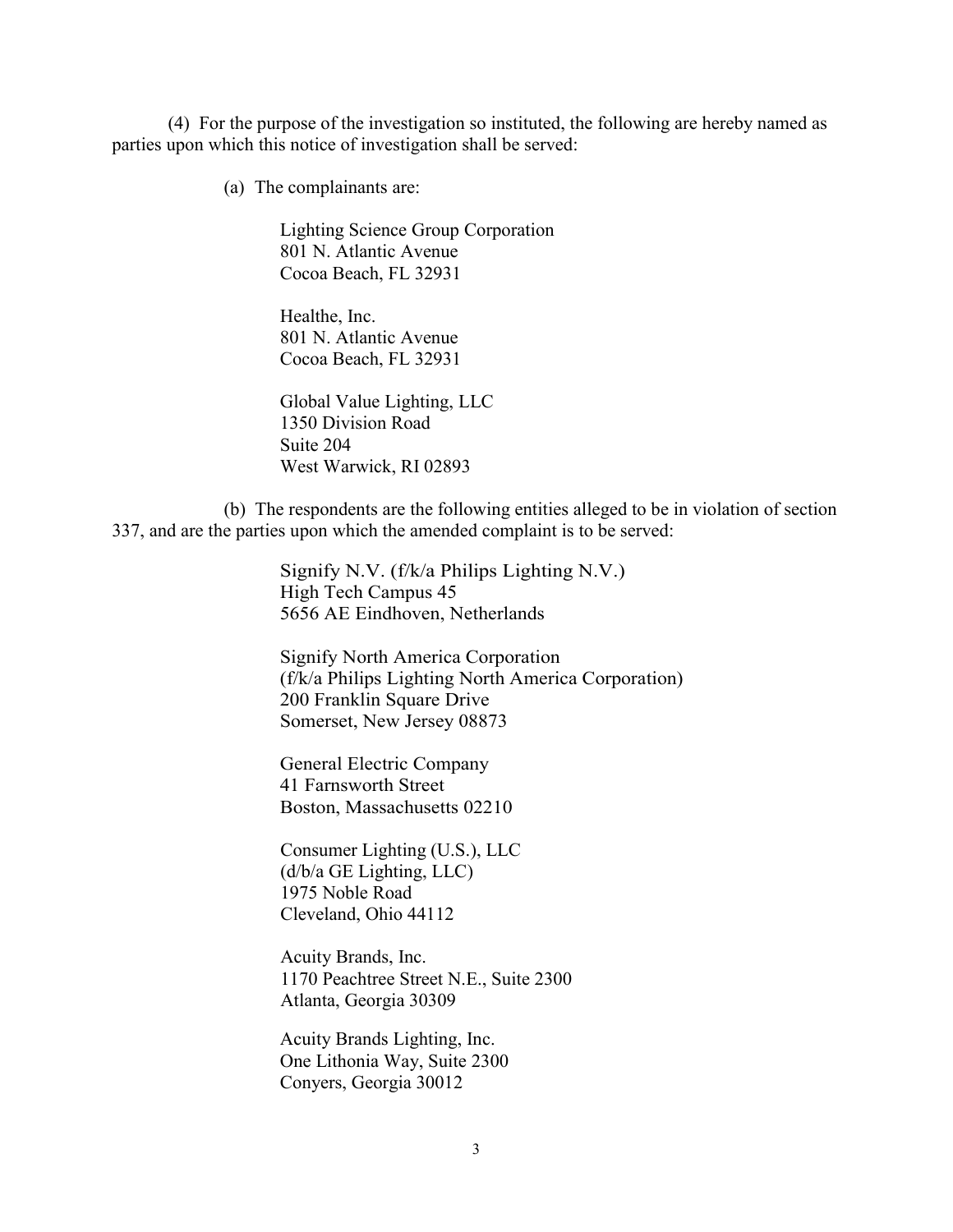(4) For the purpose of the investigation so instituted, the following are hereby named as parties upon which this notice of investigation shall be served:

(a) The complainants are:

Lighting Science Group Corporation
801 N. Atlantic Avenue
Cocoa Beach, FL 32931

Healthe, Inc.
801 N. Atlantic Avenue
Cocoa Beach, FL 32931

Global Value Lighting, LLC
1350 Division Road
Suite 204
West Warwick, RI 02893

(b) The respondents are the following entities alleged to be in violation of section 337, and are the parties upon which the amended complaint is to be served:

Signify N.V. (f/k/a Philips Lighting N.V.)
High Tech Campus 45
5656 AE Eindhoven, Netherlands

Signify North America Corporation
(f/k/a Philips Lighting North America Corporation)
200 Franklin Square Drive
Somerset, New Jersey 08873

General Electric Company
41 Farnsworth Street
Boston, Massachusetts 02210

Consumer Lighting (U.S.), LLC
(d/b/a GE Lighting, LLC)
1975 Noble Road
Cleveland, Ohio 44112

Acuity Brands, Inc.
1170 Peachtree Street N.E., Suite 2300
Atlanta, Georgia 30309

Acuity Brands Lighting, Inc.
One Lithonia Way, Suite 2300
Conyers, Georgia 30012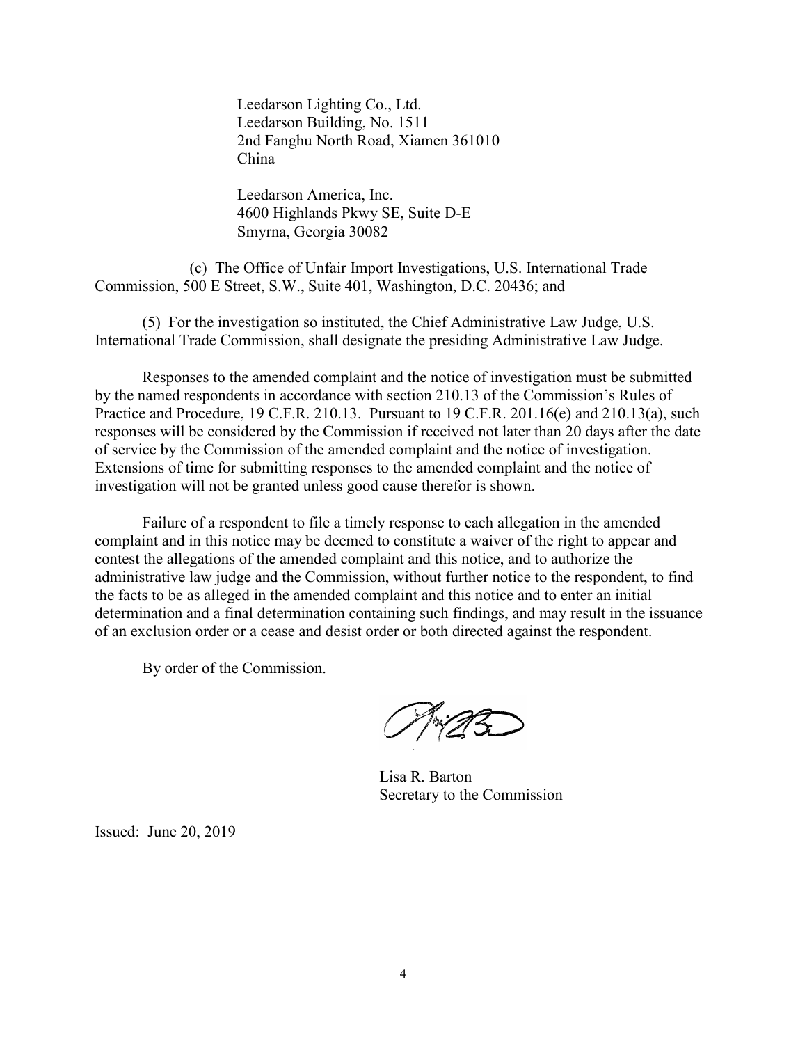Leedarson Lighting Co., Ltd.
Leedarson Building, No. 1511
2nd Fanghu North Road, Xiamen 361010
China

Leedarson America, Inc.
4600 Highlands Pkwy SE, Suite D-E
Smyrna, Georgia 30082

(c) The Office of Unfair Import Investigations, U.S. International Trade Commission, 500 E Street, S.W., Suite 401, Washington, D.C. 20436; and

(5) For the investigation so instituted, the Chief Administrative Law Judge, U.S. International Trade Commission, shall designate the presiding Administrative Law Judge.

Responses to the amended complaint and the notice of investigation must be submitted by the named respondents in accordance with section 210.13 of the Commission's Rules of Practice and Procedure, 19 C.F.R. 210.13. Pursuant to 19 C.F.R. 201.16(e) and 210.13(a), such responses will be considered by the Commission if received not later than 20 days after the date of service by the Commission of the amended complaint and the notice of investigation. Extensions of time for submitting responses to the amended complaint and the notice of investigation will not be granted unless good cause therefor is shown.

Failure of a respondent to file a timely response to each allegation in the amended complaint and in this notice may be deemed to constitute a waiver of the right to appear and contest the allegations of the amended complaint and this notice, and to authorize the administrative law judge and the Commission, without further notice to the respondent, to find the facts to be as alleged in the amended complaint and this notice and to enter an initial determination and a final determination containing such findings, and may result in the issuance of an exclusion order or a cease and desist order or both directed against the respondent.

By order of the Commission.

Lisa R. Barton
Secretary to the Commission

Issued: June 20, 2019